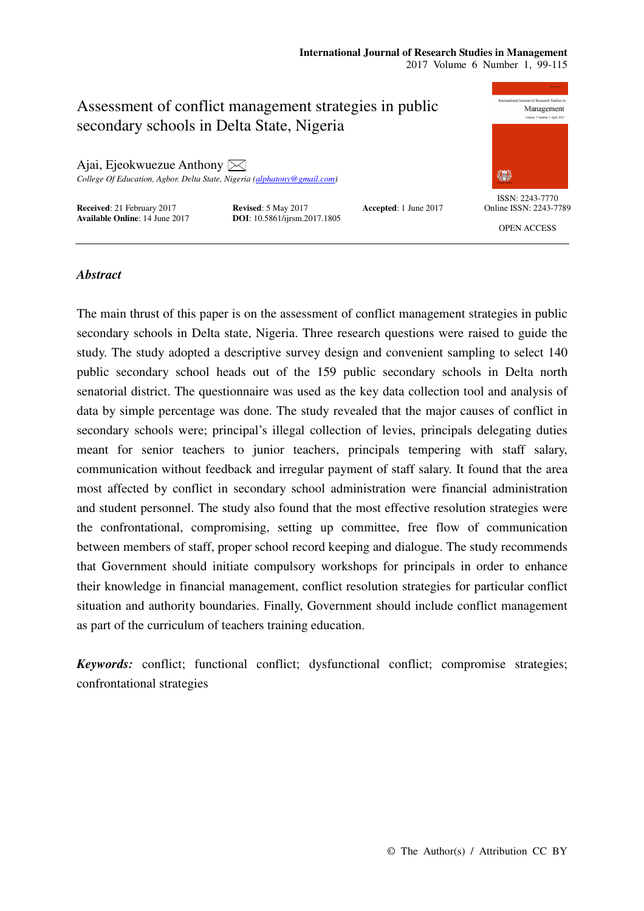# Assessment of conflict management strategies in public secondary schools in Delta State, Nigeria

Ajai, Ejeokwuezue Anthony

*College Of Education, Agbor. Delta State, Nigeria (alphatony@gmail.com)*

**Received**: 21 February 2017 **Revised**: 5 May 2017 **Accepted**: 1 June 2017
**Available Online**: 14 June 2017 **DOI**: 10.5861/ijrsm.2017.1805

ISSN: 2243-7770
Online ISSN: 2243-7789

OPEN ACCESS

## *Abstract*

The main thrust of this paper is on the assessment of conflict management strategies in public secondary schools in Delta state, Nigeria. Three research questions were raised to guide the study. The study adopted a descriptive survey design and convenient sampling to select 140 public secondary school heads out of the 159 public secondary schools in Delta north senatorial district. The questionnaire was used as the key data collection tool and analysis of data by simple percentage was done. The study revealed that the major causes of conflict in secondary schools were; principal's illegal collection of levies, principals delegating duties meant for senior teachers to junior teachers, principals tempering with staff salary, communication without feedback and irregular payment of staff salary. It found that the area most affected by conflict in secondary school administration were financial administration and student personnel. The study also found that the most effective resolution strategies were the confrontational, compromising, setting up committee, free flow of communication between members of staff, proper school record keeping and dialogue. The study recommends that Government should initiate compulsory workshops for principals in order to enhance their knowledge in financial management, conflict resolution strategies for particular conflict situation and authority boundaries. Finally, Government should include conflict management as part of the curriculum of teachers training education.

***Keywords:*** conflict; functional conflict; dysfunctional conflict; compromise strategies; confrontational strategies

© The Author(s) / Attribution CC BY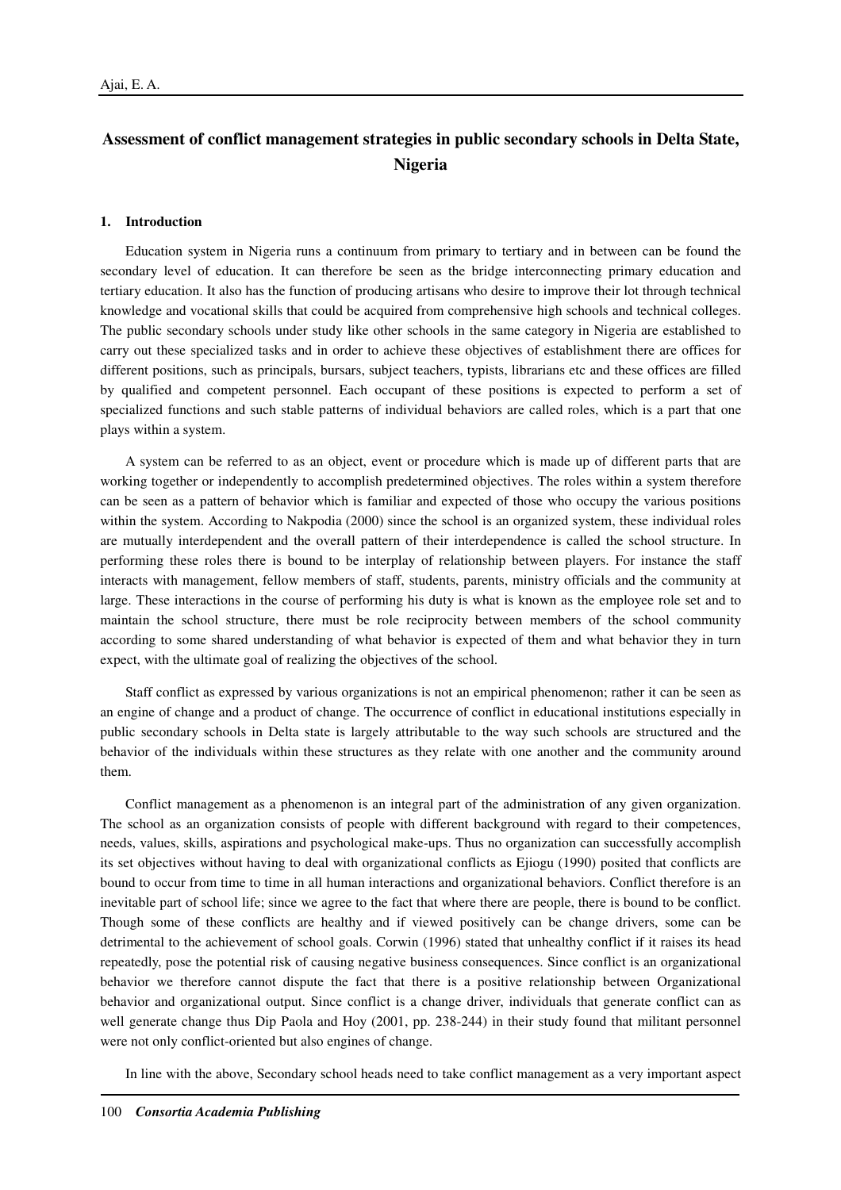# Assessment of conflict management strategies in public secondary schools in Delta State, Nigeria

## 1. Introduction

Education system in Nigeria runs a continuum from primary to tertiary and in between can be found the secondary level of education. It can therefore be seen as the bridge interconnecting primary education and tertiary education. It also has the function of producing artisans who desire to improve their lot through technical knowledge and vocational skills that could be acquired from comprehensive high schools and technical colleges. The public secondary schools under study like other schools in the same category in Nigeria are established to carry out these specialized tasks and in order to achieve these objectives of establishment there are offices for different positions, such as principals, bursars, subject teachers, typists, librarians etc and these offices are filled by qualified and competent personnel. Each occupant of these positions is expected to perform a set of specialized functions and such stable patterns of individual behaviors are called roles, which is a part that one plays within a system.

A system can be referred to as an object, event or procedure which is made up of different parts that are working together or independently to accomplish predetermined objectives. The roles within a system therefore can be seen as a pattern of behavior which is familiar and expected of those who occupy the various positions within the system. According to Nakpodia (2000) since the school is an organized system, these individual roles are mutually interdependent and the overall pattern of their interdependence is called the school structure. In performing these roles there is bound to be interplay of relationship between players. For instance the staff interacts with management, fellow members of staff, students, parents, ministry officials and the community at large. These interactions in the course of performing his duty is what is known as the employee role set and to maintain the school structure, there must be role reciprocity between members of the school community according to some shared understanding of what behavior is expected of them and what behavior they in turn expect, with the ultimate goal of realizing the objectives of the school.

Staff conflict as expressed by various organizations is not an empirical phenomenon; rather it can be seen as an engine of change and a product of change. The occurrence of conflict in educational institutions especially in public secondary schools in Delta state is largely attributable to the way such schools are structured and the behavior of the individuals within these structures as they relate with one another and the community around them.

Conflict management as a phenomenon is an integral part of the administration of any given organization. The school as an organization consists of people with different background with regard to their competences, needs, values, skills, aspirations and psychological make-ups. Thus no organization can successfully accomplish its set objectives without having to deal with organizational conflicts as Ejiogu (1990) posited that conflicts are bound to occur from time to time in all human interactions and organizational behaviors. Conflict therefore is an inevitable part of school life; since we agree to the fact that where there are people, there is bound to be conflict. Though some of these conflicts are healthy and if viewed positively can be change drivers, some can be detrimental to the achievement of school goals. Corwin (1996) stated that unhealthy conflict if it raises its head repeatedly, pose the potential risk of causing negative business consequences. Since conflict is an organizational behavior we therefore cannot dispute the fact that there is a positive relationship between Organizational behavior and organizational output. Since conflict is a change driver, individuals that generate conflict can as well generate change thus Dip Paola and Hoy (2001, pp. 238-244) in their study found that militant personnel were not only conflict-oriented but also engines of change.

In line with the above, Secondary school heads need to take conflict management as a very important aspect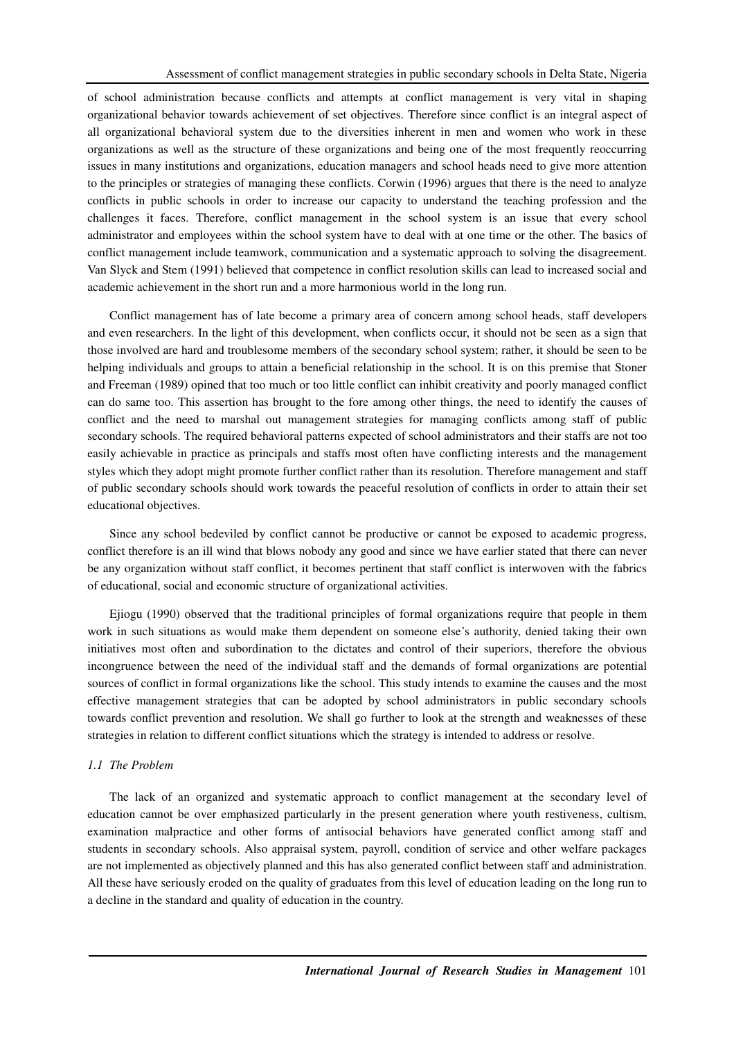of school administration because conflicts and attempts at conflict management is very vital in shaping organizational behavior towards achievement of set objectives. Therefore since conflict is an integral aspect of all organizational behavioral system due to the diversities inherent in men and women who work in these organizations as well as the structure of these organizations and being one of the most frequently reoccurring issues in many institutions and organizations, education managers and school heads need to give more attention to the principles or strategies of managing these conflicts. Corwin (1996) argues that there is the need to analyze conflicts in public schools in order to increase our capacity to understand the teaching profession and the challenges it faces. Therefore, conflict management in the school system is an issue that every school administrator and employees within the school system have to deal with at one time or the other. The basics of conflict management include teamwork, communication and a systematic approach to solving the disagreement. Van Slyck and Stem (1991) believed that competence in conflict resolution skills can lead to increased social and academic achievement in the short run and a more harmonious world in the long run.

Conflict management has of late become a primary area of concern among school heads, staff developers and even researchers. In the light of this development, when conflicts occur, it should not be seen as a sign that those involved are hard and troublesome members of the secondary school system; rather, it should be seen to be helping individuals and groups to attain a beneficial relationship in the school. It is on this premise that Stoner and Freeman (1989) opined that too much or too little conflict can inhibit creativity and poorly managed conflict can do same too. This assertion has brought to the fore among other things, the need to identify the causes of conflict and the need to marshal out management strategies for managing conflicts among staff of public secondary schools. The required behavioral patterns expected of school administrators and their staffs are not too easily achievable in practice as principals and staffs most often have conflicting interests and the management styles which they adopt might promote further conflict rather than its resolution. Therefore management and staff of public secondary schools should work towards the peaceful resolution of conflicts in order to attain their set educational objectives.

Since any school bedeviled by conflict cannot be productive or cannot be exposed to academic progress, conflict therefore is an ill wind that blows nobody any good and since we have earlier stated that there can never be any organization without staff conflict, it becomes pertinent that staff conflict is interwoven with the fabrics of educational, social and economic structure of organizational activities.

Ejiogu (1990) observed that the traditional principles of formal organizations require that people in them work in such situations as would make them dependent on someone else's authority, denied taking their own initiatives most often and subordination to the dictates and control of their superiors, therefore the obvious incongruence between the need of the individual staff and the demands of formal organizations are potential sources of conflict in formal organizations like the school. This study intends to examine the causes and the most effective management strategies that can be adopted by school administrators in public secondary schools towards conflict prevention and resolution. We shall go further to look at the strength and weaknesses of these strategies in relation to different conflict situations which the strategy is intended to address or resolve.

### *1.1 The Problem*

The lack of an organized and systematic approach to conflict management at the secondary level of education cannot be over emphasized particularly in the present generation where youth restiveness, cultism, examination malpractice and other forms of antisocial behaviors have generated conflict among staff and students in secondary schools. Also appraisal system, payroll, condition of service and other welfare packages are not implemented as objectively planned and this has also generated conflict between staff and administration. All these have seriously eroded on the quality of graduates from this level of education leading on the long run to a decline in the standard and quality of education in the country.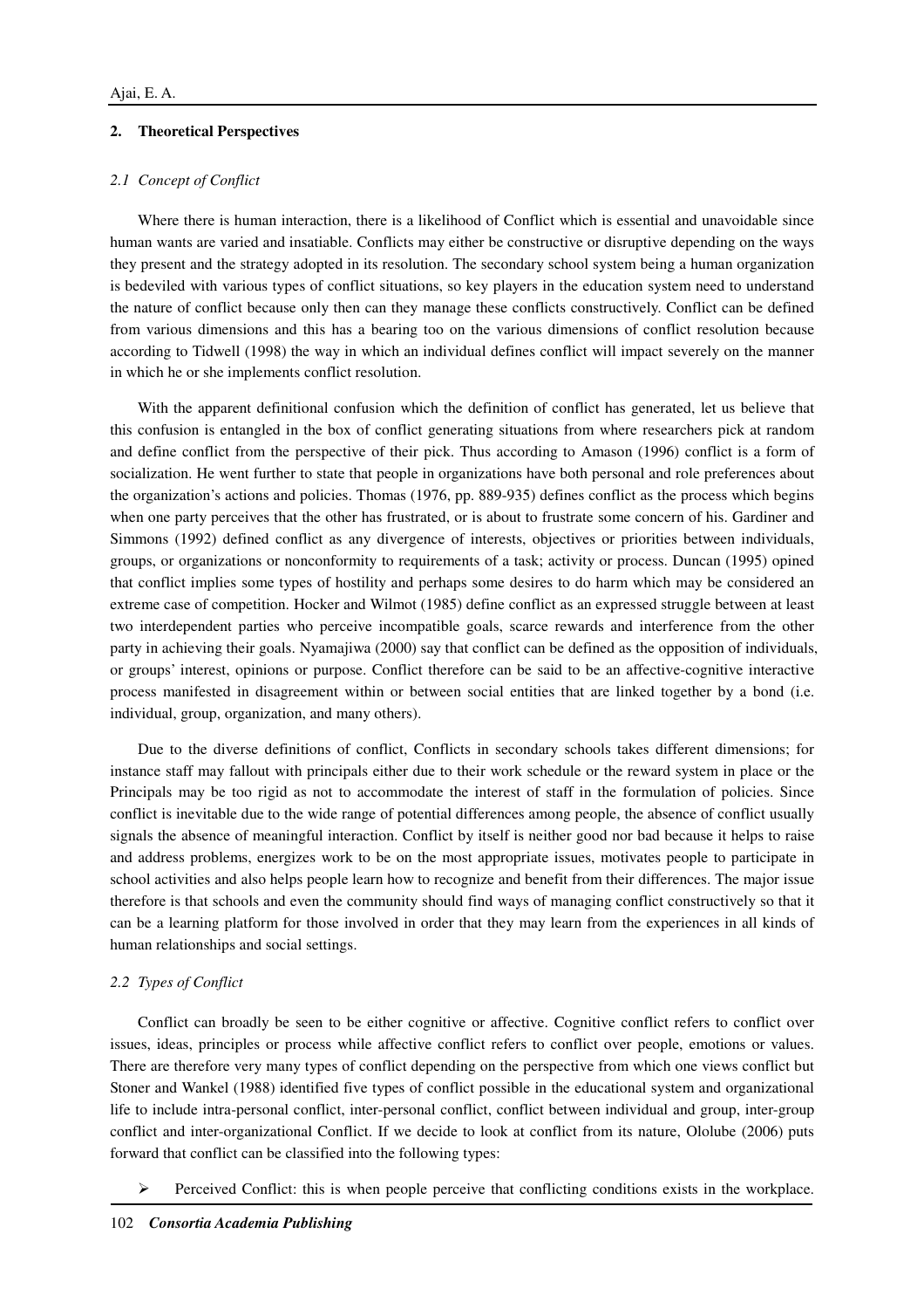## 2. Theoretical Perspectives

### *2.1 Concept of Conflict*

Where there is human interaction, there is a likelihood of Conflict which is essential and unavoidable since human wants are varied and insatiable. Conflicts may either be constructive or disruptive depending on the ways they present and the strategy adopted in its resolution. The secondary school system being a human organization is bedeviled with various types of conflict situations, so key players in the education system need to understand the nature of conflict because only then can they manage these conflicts constructively. Conflict can be defined from various dimensions and this has a bearing too on the various dimensions of conflict resolution because according to Tidwell (1998) the way in which an individual defines conflict will impact severely on the manner in which he or she implements conflict resolution.

With the apparent definitional confusion which the definition of conflict has generated, let us believe that this confusion is entangled in the box of conflict generating situations from where researchers pick at random and define conflict from the perspective of their pick. Thus according to Amason (1996) conflict is a form of socialization. He went further to state that people in organizations have both personal and role preferences about the organization's actions and policies. Thomas (1976, pp. 889-935) defines conflict as the process which begins when one party perceives that the other has frustrated, or is about to frustrate some concern of his. Gardiner and Simmons (1992) defined conflict as any divergence of interests, objectives or priorities between individuals, groups, or organizations or nonconformity to requirements of a task; activity or process. Duncan (1995) opined that conflict implies some types of hostility and perhaps some desires to do harm which may be considered an extreme case of competition. Hocker and Wilmot (1985) define conflict as an expressed struggle between at least two interdependent parties who perceive incompatible goals, scarce rewards and interference from the other party in achieving their goals. Nyamajiwa (2000) say that conflict can be defined as the opposition of individuals, or groups' interest, opinions or purpose. Conflict therefore can be said to be an affective-cognitive interactive process manifested in disagreement within or between social entities that are linked together by a bond (i.e. individual, group, organization, and many others).

Due to the diverse definitions of conflict, Conflicts in secondary schools takes different dimensions; for instance staff may fallout with principals either due to their work schedule or the reward system in place or the Principals may be too rigid as not to accommodate the interest of staff in the formulation of policies. Since conflict is inevitable due to the wide range of potential differences among people, the absence of conflict usually signals the absence of meaningful interaction. Conflict by itself is neither good nor bad because it helps to raise and address problems, energizes work to be on the most appropriate issues, motivates people to participate in school activities and also helps people learn how to recognize and benefit from their differences. The major issue therefore is that schools and even the community should find ways of managing conflict constructively so that it can be a learning platform for those involved in order that they may learn from the experiences in all kinds of human relationships and social settings.

### *2.2 Types of Conflict*

Conflict can broadly be seen to be either cognitive or affective. Cognitive conflict refers to conflict over issues, ideas, principles or process while affective conflict refers to conflict over people, emotions or values. There are therefore very many types of conflict depending on the perspective from which one views conflict but Stoner and Wankel (1988) identified five types of conflict possible in the educational system and organizational life to include intra-personal conflict, inter-personal conflict, conflict between individual and group, inter-group conflict and inter-organizational Conflict. If we decide to look at conflict from its nature, Ololube (2006) puts forward that conflict can be classified into the following types:

- Perceived Conflict: this is when people perceive that conflicting conditions exists in the workplace.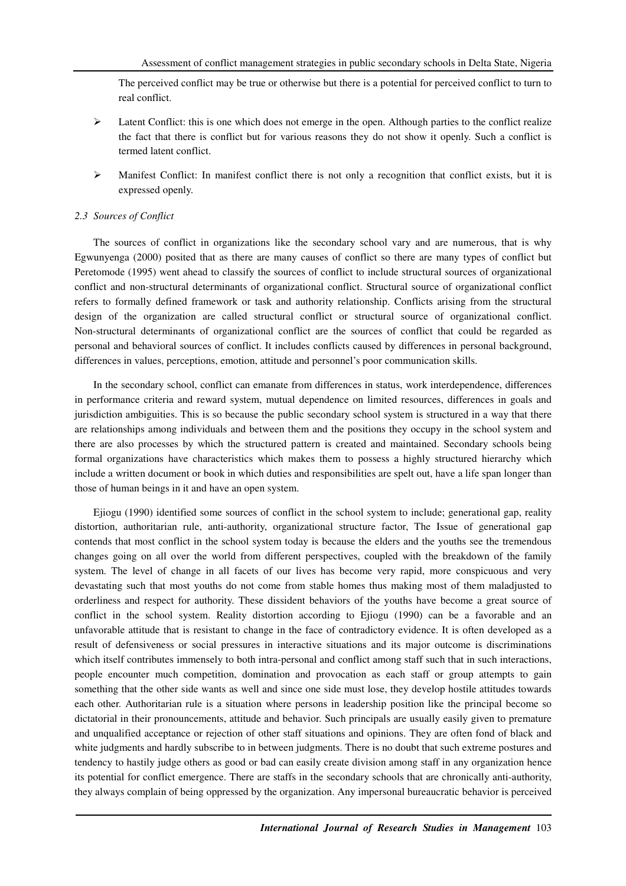The perceived conflict may be true or otherwise but there is a potential for perceived conflict to turn to real conflict.

- Latent Conflict: this is one which does not emerge in the open. Although parties to the conflict realize the fact that there is conflict but for various reasons they do not show it openly. Such a conflict is termed latent conflict.
- Manifest Conflict: In manifest conflict there is not only a recognition that conflict exists, but it is expressed openly.

### *2.3 Sources of Conflict*

The sources of conflict in organizations like the secondary school vary and are numerous, that is why Egwunyenga (2000) posited that as there are many causes of conflict so there are many types of conflict but Peretomode (1995) went ahead to classify the sources of conflict to include structural sources of organizational conflict and non-structural determinants of organizational conflict. Structural source of organizational conflict refers to formally defined framework or task and authority relationship. Conflicts arising from the structural design of the organization are called structural conflict or structural source of organizational conflict. Non-structural determinants of organizational conflict are the sources of conflict that could be regarded as personal and behavioral sources of conflict. It includes conflicts caused by differences in personal background, differences in values, perceptions, emotion, attitude and personnel's poor communication skills.

In the secondary school, conflict can emanate from differences in status, work interdependence, differences in performance criteria and reward system, mutual dependence on limited resources, differences in goals and jurisdiction ambiguities. This is so because the public secondary school system is structured in a way that there are relationships among individuals and between them and the positions they occupy in the school system and there are also processes by which the structured pattern is created and maintained. Secondary schools being formal organizations have characteristics which makes them to possess a highly structured hierarchy which include a written document or book in which duties and responsibilities are spelt out, have a life span longer than those of human beings in it and have an open system.

Ejiogu (1990) identified some sources of conflict in the school system to include; generational gap, reality distortion, authoritarian rule, anti-authority, organizational structure factor, The Issue of generational gap contends that most conflict in the school system today is because the elders and the youths see the tremendous changes going on all over the world from different perspectives, coupled with the breakdown of the family system. The level of change in all facets of our lives has become very rapid, more conspicuous and very devastating such that most youths do not come from stable homes thus making most of them maladjusted to orderliness and respect for authority. These dissident behaviors of the youths have become a great source of conflict in the school system. Reality distortion according to Ejiogu (1990) can be a favorable and an unfavorable attitude that is resistant to change in the face of contradictory evidence. It is often developed as a result of defensiveness or social pressures in interactive situations and its major outcome is discriminations which itself contributes immensely to both intra-personal and conflict among staff such that in such interactions, people encounter much competition, domination and provocation as each staff or group attempts to gain something that the other side wants as well and since one side must lose, they develop hostile attitudes towards each other. Authoritarian rule is a situation where persons in leadership position like the principal become so dictatorial in their pronouncements, attitude and behavior. Such principals are usually easily given to premature and unqualified acceptance or rejection of other staff situations and opinions. They are often fond of black and white judgments and hardly subscribe to in between judgments. There is no doubt that such extreme postures and tendency to hastily judge others as good or bad can easily create division among staff in any organization hence its potential for conflict emergence. There are staffs in the secondary schools that are chronically anti-authority, they always complain of being oppressed by the organization. Any impersonal bureaucratic behavior is perceived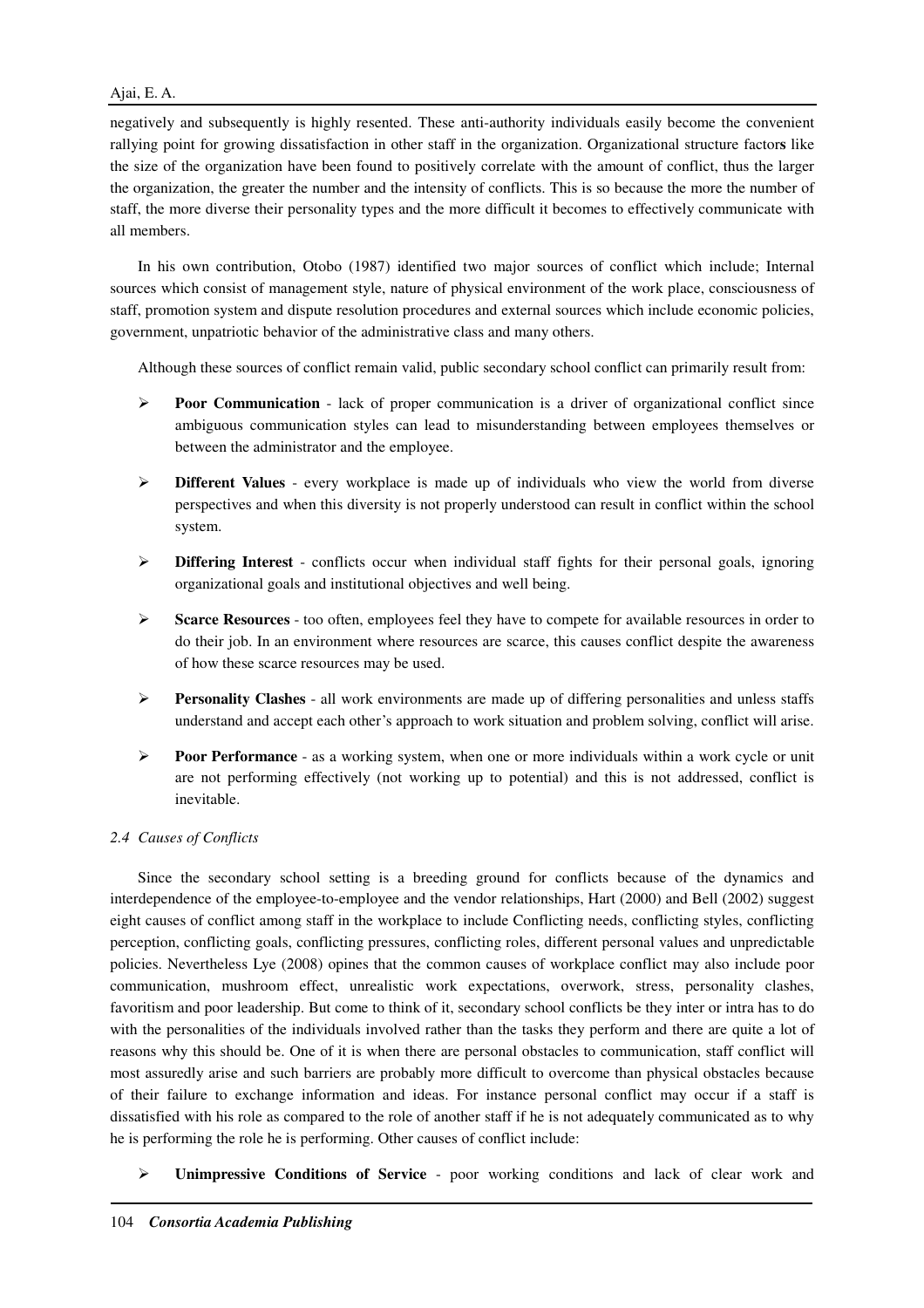negatively and subsequently is highly resented. These anti-authority individuals easily become the convenient rallying point for growing dissatisfaction in other staff in the organization. Organizational structure factors like the size of the organization have been found to positively correlate with the amount of conflict, thus the larger the organization, the greater the number and the intensity of conflicts. This is so because the more the number of staff, the more diverse their personality types and the more difficult it becomes to effectively communicate with all members.

In his own contribution, Otobo (1987) identified two major sources of conflict which include; Internal sources which consist of management style, nature of physical environment of the work place, consciousness of staff, promotion system and dispute resolution procedures and external sources which include economic policies, government, unpatriotic behavior of the administrative class and many others.

Although these sources of conflict remain valid, public secondary school conflict can primarily result from:

- **Poor Communication** - lack of proper communication is a driver of organizational conflict since ambiguous communication styles can lead to misunderstanding between employees themselves or between the administrator and the employee.
- **Different Values** - every workplace is made up of individuals who view the world from diverse perspectives and when this diversity is not properly understood can result in conflict within the school system.
- **Differing Interest** - conflicts occur when individual staff fights for their personal goals, ignoring organizational goals and institutional objectives and well being.
- **Scarce Resources** - too often, employees feel they have to compete for available resources in order to do their job. In an environment where resources are scarce, this causes conflict despite the awareness of how these scarce resources may be used.
- **Personality Clashes** - all work environments are made up of differing personalities and unless staffs understand and accept each other's approach to work situation and problem solving, conflict will arise.
- **Poor Performance** - as a working system, when one or more individuals within a work cycle or unit are not performing effectively (not working up to potential) and this is not addressed, conflict is inevitable.

### *2.4 Causes of Conflicts*

Since the secondary school setting is a breeding ground for conflicts because of the dynamics and interdependence of the employee-to-employee and the vendor relationships, Hart (2000) and Bell (2002) suggest eight causes of conflict among staff in the workplace to include Conflicting needs, conflicting styles, conflicting perception, conflicting goals, conflicting pressures, conflicting roles, different personal values and unpredictable policies. Nevertheless Lye (2008) opines that the common causes of workplace conflict may also include poor communication, mushroom effect, unrealistic work expectations, overwork, stress, personality clashes, favoritism and poor leadership. But come to think of it, secondary school conflicts be they inter or intra has to do with the personalities of the individuals involved rather than the tasks they perform and there are quite a lot of reasons why this should be. One of it is when there are personal obstacles to communication, staff conflict will most assuredly arise and such barriers are probably more difficult to overcome than physical obstacles because of their failure to exchange information and ideas. For instance personal conflict may occur if a staff is dissatisfied with his role as compared to the role of another staff if he is not adequately communicated as to why he is performing the role he is performing. Other causes of conflict include:

- **Unimpressive Conditions of Service** - poor working conditions and lack of clear work and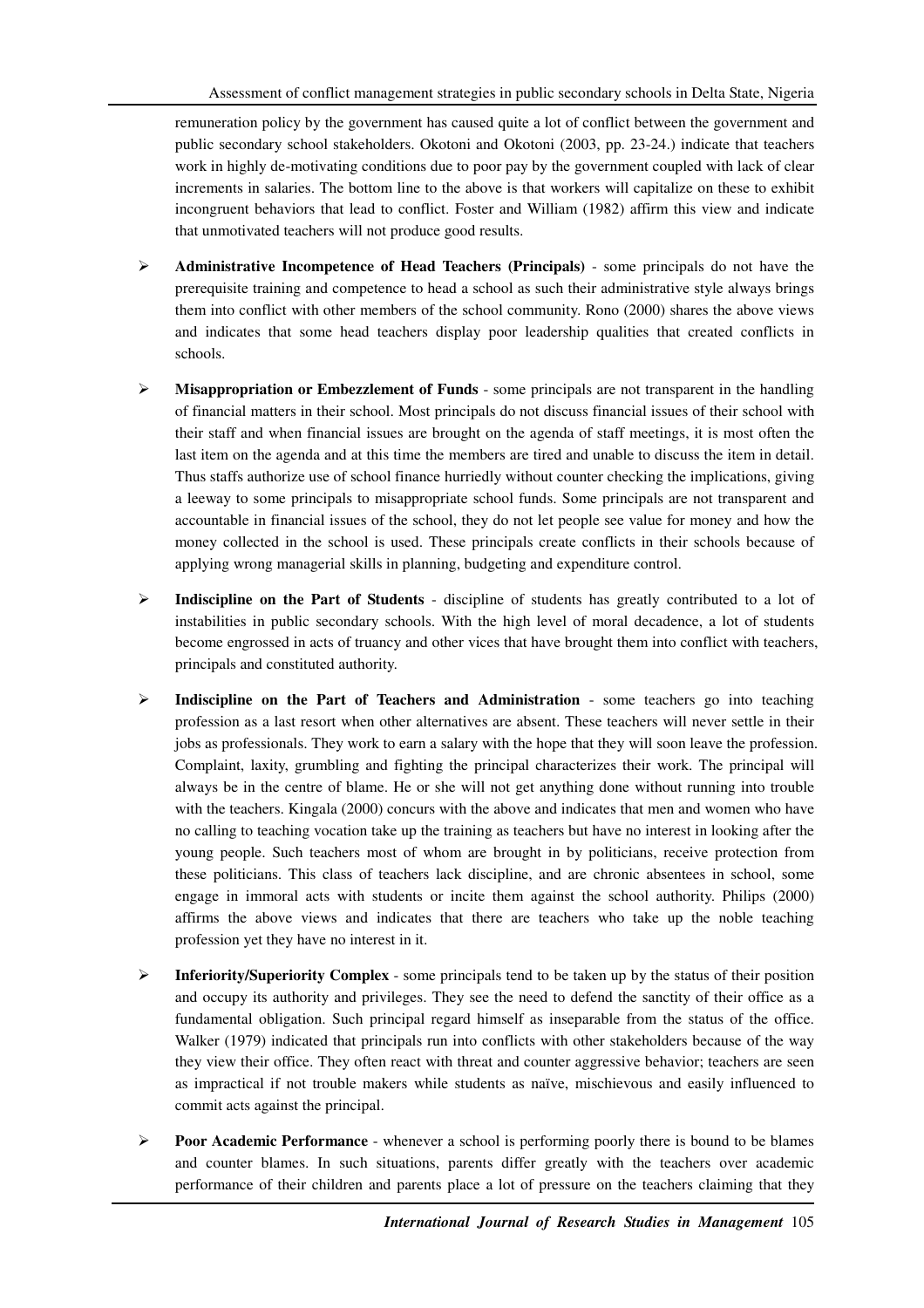remuneration policy by the government has caused quite a lot of conflict between the government and public secondary school stakeholders. Okotoni and Okotoni (2003, pp. 23-24.) indicate that teachers work in highly de-motivating conditions due to poor pay by the government coupled with lack of clear increments in salaries. The bottom line to the above is that workers will capitalize on these to exhibit incongruent behaviors that lead to conflict. Foster and William (1982) affirm this view and indicate that unmotivated teachers will not produce good results.

- **Administrative Incompetence of Head Teachers (Principals)** - some principals do not have the prerequisite training and competence to head a school as such their administrative style always brings them into conflict with other members of the school community. Rono (2000) shares the above views and indicates that some head teachers display poor leadership qualities that created conflicts in schools.

- **Misappropriation or Embezzlement of Funds** - some principals are not transparent in the handling of financial matters in their school. Most principals do not discuss financial issues of their school with their staff and when financial issues are brought on the agenda of staff meetings, it is most often the last item on the agenda and at this time the members are tired and unable to discuss the item in detail. Thus staffs authorize use of school finance hurriedly without counter checking the implications, giving a leeway to some principals to misappropriate school funds. Some principals are not transparent and accountable in financial issues of the school, they do not let people see value for money and how the money collected in the school is used. These principals create conflicts in their schools because of applying wrong managerial skills in planning, budgeting and expenditure control.

- **Indiscipline on the Part of Students** - discipline of students has greatly contributed to a lot of instabilities in public secondary schools. With the high level of moral decadence, a lot of students become engrossed in acts of truancy and other vices that have brought them into conflict with teachers, principals and constituted authority.

- **Indiscipline on the Part of Teachers and Administration** - some teachers go into teaching profession as a last resort when other alternatives are absent. These teachers will never settle in their jobs as professionals. They work to earn a salary with the hope that they will soon leave the profession. Complaint, laxity, grumbling and fighting the principal characterizes their work. The principal will always be in the centre of blame. He or she will not get anything done without running into trouble with the teachers. Kingala (2000) concurs with the above and indicates that men and women who have no calling to teaching vocation take up the training as teachers but have no interest in looking after the young people. Such teachers most of whom are brought in by politicians, receive protection from these politicians. This class of teachers lack discipline, and are chronic absentees in school, some engage in immoral acts with students or incite them against the school authority. Philips (2000) affirms the above views and indicates that there are teachers who take up the noble teaching profession yet they have no interest in it.

- **Inferiority/Superiority Complex** - some principals tend to be taken up by the status of their position and occupy its authority and privileges. They see the need to defend the sanctity of their office as a fundamental obligation. Such principal regard himself as inseparable from the status of the office. Walker (1979) indicated that principals run into conflicts with other stakeholders because of the way they view their office. They often react with threat and counter aggressive behavior; teachers are seen as impractical if not trouble makers while students as naïve, mischievous and easily influenced to commit acts against the principal.

- **Poor Academic Performance** - whenever a school is performing poorly there is bound to be blames and counter blames. In such situations, parents differ greatly with the teachers over academic performance of their children and parents place a lot of pressure on the teachers claiming that they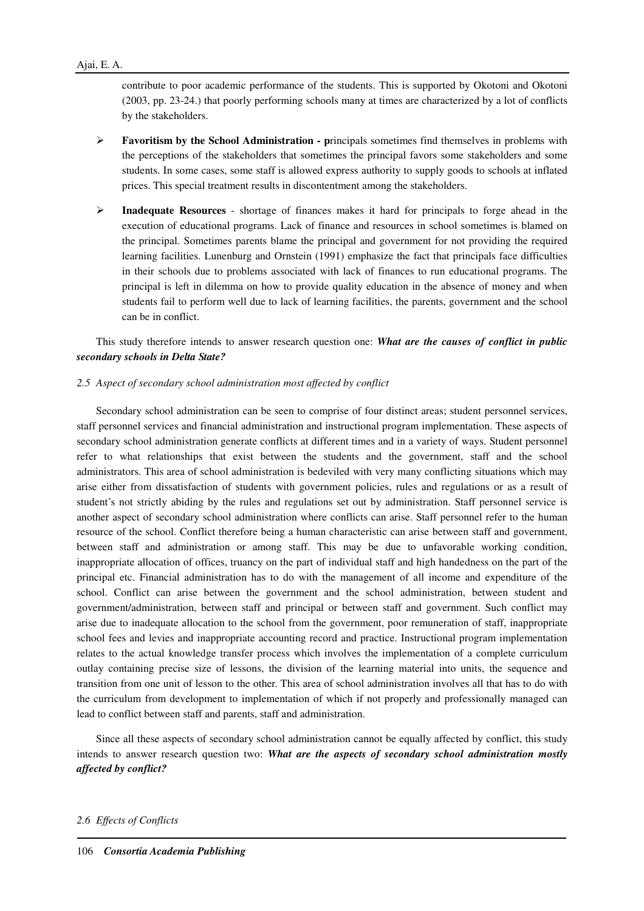contribute to poor academic performance of the students. This is supported by Okotoni and Okotoni (2003, pp. 23-24.) that poorly performing schools many at times are characterized by a lot of conflicts by the stakeholders.

- **Favoritism by the School Administration - p**rincipals sometimes find themselves in problems with the perceptions of the stakeholders that sometimes the principal favors some stakeholders and some students. In some cases, some staff is allowed express authority to supply goods to schools at inflated prices. This special treatment results in discontentment among the stakeholders.

- **Inadequate Resources** - shortage of finances makes it hard for principals to forge ahead in the execution of educational programs. Lack of finance and resources in school sometimes is blamed on the principal. Sometimes parents blame the principal and government for not providing the required learning facilities. Lunenburg and Ornstein (1991) emphasize the fact that principals face difficulties in their schools due to problems associated with lack of finances to run educational programs. The principal is left in dilemma on how to provide quality education in the absence of money and when students fail to perform well due to lack of learning facilities, the parents, government and the school can be in conflict.

This study therefore intends to answer research question one: ***What are the causes of conflict in public secondary schools in Delta State?***

*2.5 Aspect of secondary school administration most affected by conflict*

Secondary school administration can be seen to comprise of four distinct areas; student personnel services, staff personnel services and financial administration and instructional program implementation. These aspects of secondary school administration generate conflicts at different times and in a variety of ways. Student personnel refer to what relationships that exist between the students and the government, staff and the school administrators. This area of school administration is bedeviled with very many conflicting situations which may arise either from dissatisfaction of students with government policies, rules and regulations or as a result of student's not strictly abiding by the rules and regulations set out by administration. Staff personnel service is another aspect of secondary school administration where conflicts can arise. Staff personnel refer to the human resource of the school. Conflict therefore being a human characteristic can arise between staff and government, between staff and administration or among staff. This may be due to unfavorable working condition, inappropriate allocation of offices, truancy on the part of individual staff and high handedness on the part of the principal etc. Financial administration has to do with the management of all income and expenditure of the school. Conflict can arise between the government and the school administration, between student and government/administration, between staff and principal or between staff and government. Such conflict may arise due to inadequate allocation to the school from the government, poor remuneration of staff, inappropriate school fees and levies and inappropriate accounting record and practice. Instructional program implementation relates to the actual knowledge transfer process which involves the implementation of a complete curriculum outlay containing precise size of lessons, the division of the learning material into units, the sequence and transition from one unit of lesson to the other. This area of school administration involves all that has to do with the curriculum from development to implementation of which if not properly and professionally managed can lead to conflict between staff and parents, staff and administration.

Since all these aspects of secondary school administration cannot be equally affected by conflict, this study intends to answer research question two: ***What are the aspects of secondary school administration mostly affected by conflict?***

*2.6 Effects of Conflicts*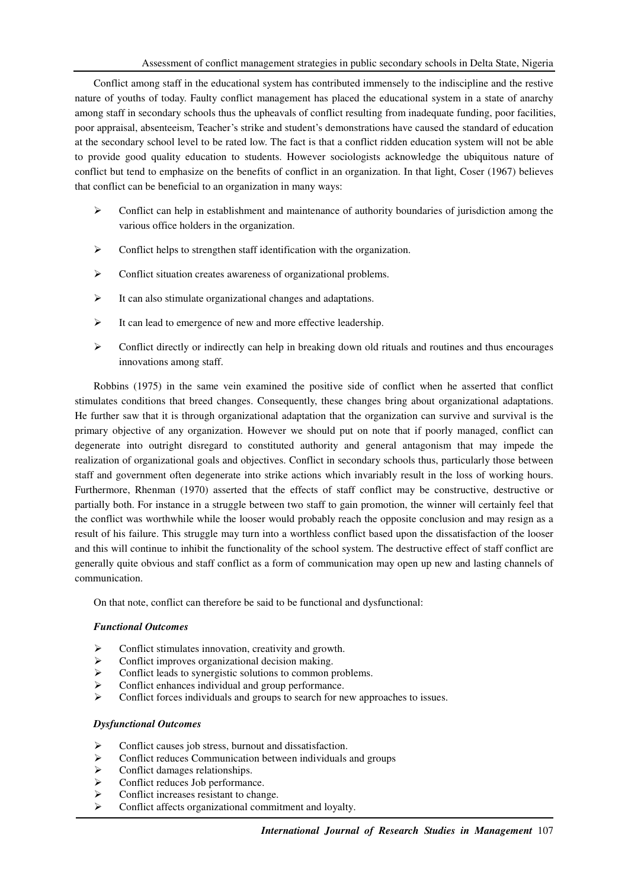Conflict among staff in the educational system has contributed immensely to the indiscipline and the restive nature of youths of today. Faulty conflict management has placed the educational system in a state of anarchy among staff in secondary schools thus the upheavals of conflict resulting from inadequate funding, poor facilities, poor appraisal, absenteeism, Teacher's strike and student's demonstrations have caused the standard of education at the secondary school level to be rated low. The fact is that a conflict ridden education system will not be able to provide good quality education to students. However sociologists acknowledge the ubiquitous nature of conflict but tend to emphasize on the benefits of conflict in an organization. In that light, Coser (1967) believes that conflict can be beneficial to an organization in many ways:

- Conflict can help in establishment and maintenance of authority boundaries of jurisdiction among the various office holders in the organization.
- Conflict helps to strengthen staff identification with the organization.
- Conflict situation creates awareness of organizational problems.
- It can also stimulate organizational changes and adaptations.
- It can lead to emergence of new and more effective leadership.
- Conflict directly or indirectly can help in breaking down old rituals and routines and thus encourages innovations among staff.

Robbins (1975) in the same vein examined the positive side of conflict when he asserted that conflict stimulates conditions that breed changes. Consequently, these changes bring about organizational adaptations. He further saw that it is through organizational adaptation that the organization can survive and survival is the primary objective of any organization. However we should put on note that if poorly managed, conflict can degenerate into outright disregard to constituted authority and general antagonism that may impede the realization of organizational goals and objectives. Conflict in secondary schools thus, particularly those between staff and government often degenerate into strike actions which invariably result in the loss of working hours. Furthermore, Rhenman (1970) asserted that the effects of staff conflict may be constructive, destructive or partially both. For instance in a struggle between two staff to gain promotion, the winner will certainly feel that the conflict was worthwhile while the looser would probably reach the opposite conclusion and may resign as a result of his failure. This struggle may turn into a worthless conflict based upon the dissatisfaction of the looser and this will continue to inhibit the functionality of the school system. The destructive effect of staff conflict are generally quite obvious and staff conflict as a form of communication may open up new and lasting channels of communication.

On that note, conflict can therefore be said to be functional and dysfunctional:

***Functional Outcomes***

- Conflict stimulates innovation, creativity and growth.
- Conflict improves organizational decision making.
- Conflict leads to synergistic solutions to common problems.
- Conflict enhances individual and group performance.
- Conflict forces individuals and groups to search for new approaches to issues.

***Dysfunctional Outcomes***

- Conflict causes job stress, burnout and dissatisfaction.
- Conflict reduces Communication between individuals and groups
- Conflict damages relationships.
- Conflict reduces Job performance.
- Conflict increases resistant to change.
- Conflict affects organizational commitment and loyalty.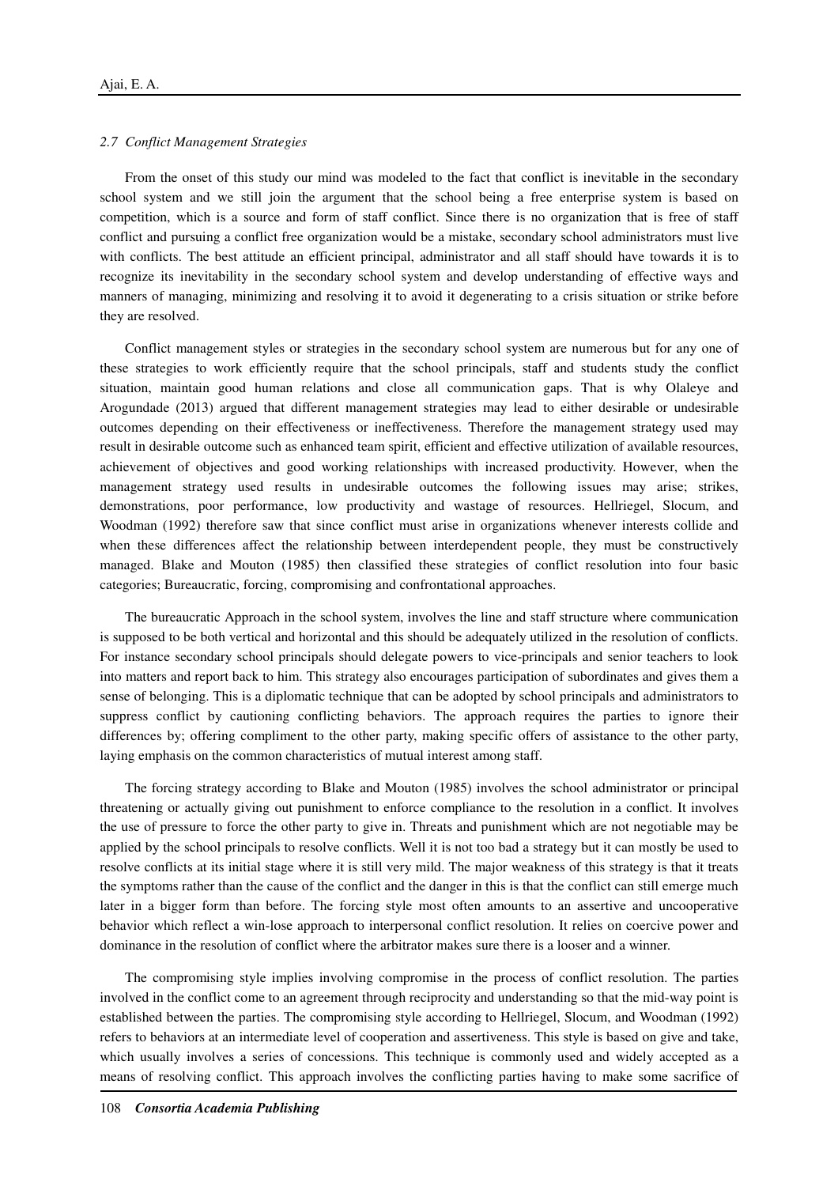### *2.7 Conflict Management Strategies*

From the onset of this study our mind was modeled to the fact that conflict is inevitable in the secondary school system and we still join the argument that the school being a free enterprise system is based on competition, which is a source and form of staff conflict. Since there is no organization that is free of staff conflict and pursuing a conflict free organization would be a mistake, secondary school administrators must live with conflicts. The best attitude an efficient principal, administrator and all staff should have towards it is to recognize its inevitability in the secondary school system and develop understanding of effective ways and manners of managing, minimizing and resolving it to avoid it degenerating to a crisis situation or strike before they are resolved.

Conflict management styles or strategies in the secondary school system are numerous but for any one of these strategies to work efficiently require that the school principals, staff and students study the conflict situation, maintain good human relations and close all communication gaps. That is why Olaleye and Arogundade (2013) argued that different management strategies may lead to either desirable or undesirable outcomes depending on their effectiveness or ineffectiveness. Therefore the management strategy used may result in desirable outcome such as enhanced team spirit, efficient and effective utilization of available resources, achievement of objectives and good working relationships with increased productivity. However, when the management strategy used results in undesirable outcomes the following issues may arise; strikes, demonstrations, poor performance, low productivity and wastage of resources. Hellriegel, Slocum, and Woodman (1992) therefore saw that since conflict must arise in organizations whenever interests collide and when these differences affect the relationship between interdependent people, they must be constructively managed. Blake and Mouton (1985) then classified these strategies of conflict resolution into four basic categories; Bureaucratic, forcing, compromising and confrontational approaches.

The bureaucratic Approach in the school system, involves the line and staff structure where communication is supposed to be both vertical and horizontal and this should be adequately utilized in the resolution of conflicts. For instance secondary school principals should delegate powers to vice-principals and senior teachers to look into matters and report back to him. This strategy also encourages participation of subordinates and gives them a sense of belonging. This is a diplomatic technique that can be adopted by school principals and administrators to suppress conflict by cautioning conflicting behaviors. The approach requires the parties to ignore their differences by; offering compliment to the other party, making specific offers of assistance to the other party, laying emphasis on the common characteristics of mutual interest among staff.

The forcing strategy according to Blake and Mouton (1985) involves the school administrator or principal threatening or actually giving out punishment to enforce compliance to the resolution in a conflict. It involves the use of pressure to force the other party to give in. Threats and punishment which are not negotiable may be applied by the school principals to resolve conflicts. Well it is not too bad a strategy but it can mostly be used to resolve conflicts at its initial stage where it is still very mild. The major weakness of this strategy is that it treats the symptoms rather than the cause of the conflict and the danger in this is that the conflict can still emerge much later in a bigger form than before. The forcing style most often amounts to an assertive and uncooperative behavior which reflect a win-lose approach to interpersonal conflict resolution. It relies on coercive power and dominance in the resolution of conflict where the arbitrator makes sure there is a looser and a winner.

The compromising style implies involving compromise in the process of conflict resolution. The parties involved in the conflict come to an agreement through reciprocity and understanding so that the mid-way point is established between the parties. The compromising style according to Hellriegel, Slocum, and Woodman (1992) refers to behaviors at an intermediate level of cooperation and assertiveness. This style is based on give and take, which usually involves a series of concessions. This technique is commonly used and widely accepted as a means of resolving conflict. This approach involves the conflicting parties having to make some sacrifice of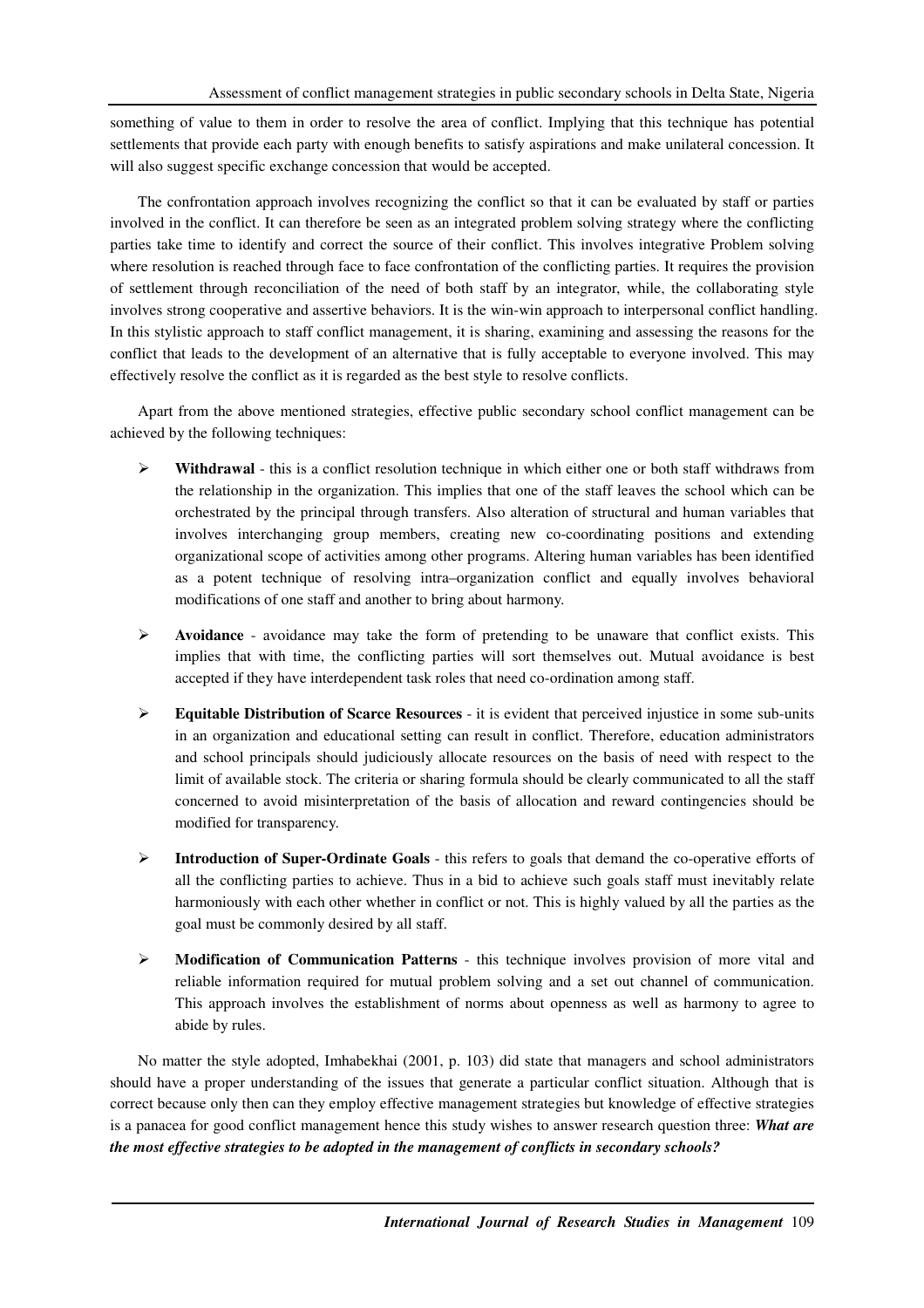something of value to them in order to resolve the area of conflict. Implying that this technique has potential settlements that provide each party with enough benefits to satisfy aspirations and make unilateral concession. It will also suggest specific exchange concession that would be accepted.

The confrontation approach involves recognizing the conflict so that it can be evaluated by staff or parties involved in the conflict. It can therefore be seen as an integrated problem solving strategy where the conflicting parties take time to identify and correct the source of their conflict. This involves integrative Problem solving where resolution is reached through face to face confrontation of the conflicting parties. It requires the provision of settlement through reconciliation of the need of both staff by an integrator, while, the collaborating style involves strong cooperative and assertive behaviors. It is the win-win approach to interpersonal conflict handling. In this stylistic approach to staff conflict management, it is sharing, examining and assessing the reasons for the conflict that leads to the development of an alternative that is fully acceptable to everyone involved. This may effectively resolve the conflict as it is regarded as the best style to resolve conflicts.

Apart from the above mentioned strategies, effective public secondary school conflict management can be achieved by the following techniques:

- **Withdrawal** - this is a conflict resolution technique in which either one or both staff withdraws from the relationship in the organization. This implies that one of the staff leaves the school which can be orchestrated by the principal through transfers. Also alteration of structural and human variables that involves interchanging group members, creating new co-coordinating positions and extending organizational scope of activities among other programs. Altering human variables has been identified as a potent technique of resolving intra–organization conflict and equally involves behavioral modifications of one staff and another to bring about harmony.
- **Avoidance** - avoidance may take the form of pretending to be unaware that conflict exists. This implies that with time, the conflicting parties will sort themselves out. Mutual avoidance is best accepted if they have interdependent task roles that need co-ordination among staff.
- **Equitable Distribution of Scarce Resources** - it is evident that perceived injustice in some sub-units in an organization and educational setting can result in conflict. Therefore, education administrators and school principals should judiciously allocate resources on the basis of need with respect to the limit of available stock. The criteria or sharing formula should be clearly communicated to all the staff concerned to avoid misinterpretation of the basis of allocation and reward contingencies should be modified for transparency.
- **Introduction of Super-Ordinate Goals** - this refers to goals that demand the co-operative efforts of all the conflicting parties to achieve. Thus in a bid to achieve such goals staff must inevitably relate harmoniously with each other whether in conflict or not. This is highly valued by all the parties as the goal must be commonly desired by all staff.
- **Modification of Communication Patterns** - this technique involves provision of more vital and reliable information required for mutual problem solving and a set out channel of communication. This approach involves the establishment of norms about openness as well as harmony to agree to abide by rules.

No matter the style adopted, Imhabekhai (2001, p. 103) did state that managers and school administrators should have a proper understanding of the issues that generate a particular conflict situation. Although that is correct because only then can they employ effective management strategies but knowledge of effective strategies is a panacea for good conflict management hence this study wishes to answer research question three: ***What are the most effective strategies to be adopted in the management of conflicts in secondary schools?***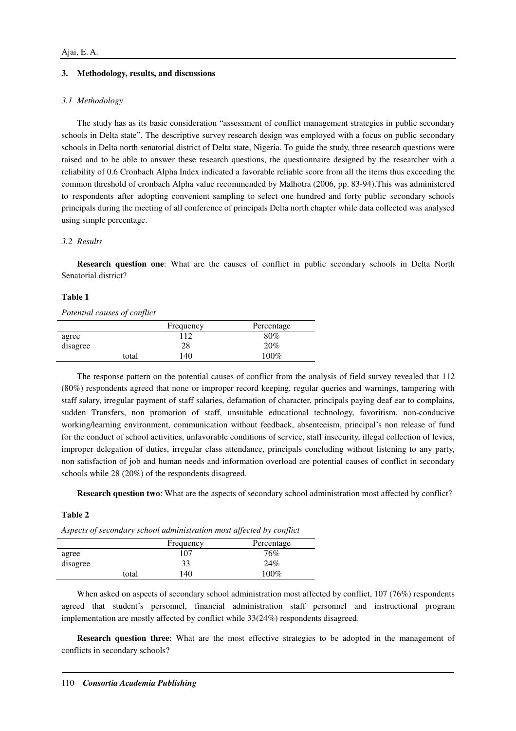## 3. Methodology, results, and discussions

### *3.1 Methodology*

The study has as its basic consideration "assessment of conflict management strategies in public secondary schools in Delta state". The descriptive survey research design was employed with a focus on public secondary schools in Delta north senatorial district of Delta state, Nigeria. To guide the study, three research questions were raised and to be able to answer these research questions, the questionnaire designed by the researcher with a reliability of 0.6 Cronbach Alpha Index indicated a favorable reliable score from all the items thus exceeding the common threshold of cronbach Alpha value recommended by Malhotra (2006, pp. 83-94).This was administered to respondents after adopting convenient sampling to select one hundred and forty public secondary schools principals during the meeting of all conference of principals Delta north chapter while data collected was analysed using simple percentage.

### *3.2 Results*

**Research question one**: What are the causes of conflict in public secondary schools in Delta North Senatorial district?

**Table 1**

*Potential causes of conflict*

| | Frequency | Percentage |
|---|---|---|
| agree | 112 | 80% |
| disagree | 28 | 20% |
| total | 140 | 100% |

The response pattern on the potential causes of conflict from the analysis of field survey revealed that 112 (80%) respondents agreed that none or improper record keeping, regular queries and warnings, tampering with staff salary, irregular payment of staff salaries, defamation of character, principals paying deaf ear to complains, sudden Transfers, non promotion of staff, unsuitable educational technology, favoritism, non-conducive working/learning environment, communication without feedback, absenteeism, principal's non release of fund for the conduct of school activities, unfavorable conditions of service, staff insecurity, illegal collection of levies, improper delegation of duties, irregular class attendance, principals concluding without listening to any party, non satisfaction of job and human needs and information overload are potential causes of conflict in secondary schools while 28 (20%) of the respondents disagreed.

**Research question two**: What are the aspects of secondary school administration most affected by conflict?

**Table 2**

*Aspects of secondary school administration most affected by conflict*

| | Frequency | Percentage |
|---|---|---|
| agree | 107 | 76% |
| disagree | 33 | 24% |
| total | 140 | 100% |

When asked on aspects of secondary school administration most affected by conflict, 107 (76%) respondents agreed that student's personnel, financial administration staff personnel and instructional program implementation are mostly affected by conflict while 33(24%) respondents disagreed.

**Research question three**: What are the most effective strategies to be adopted in the management of conflicts in secondary schools?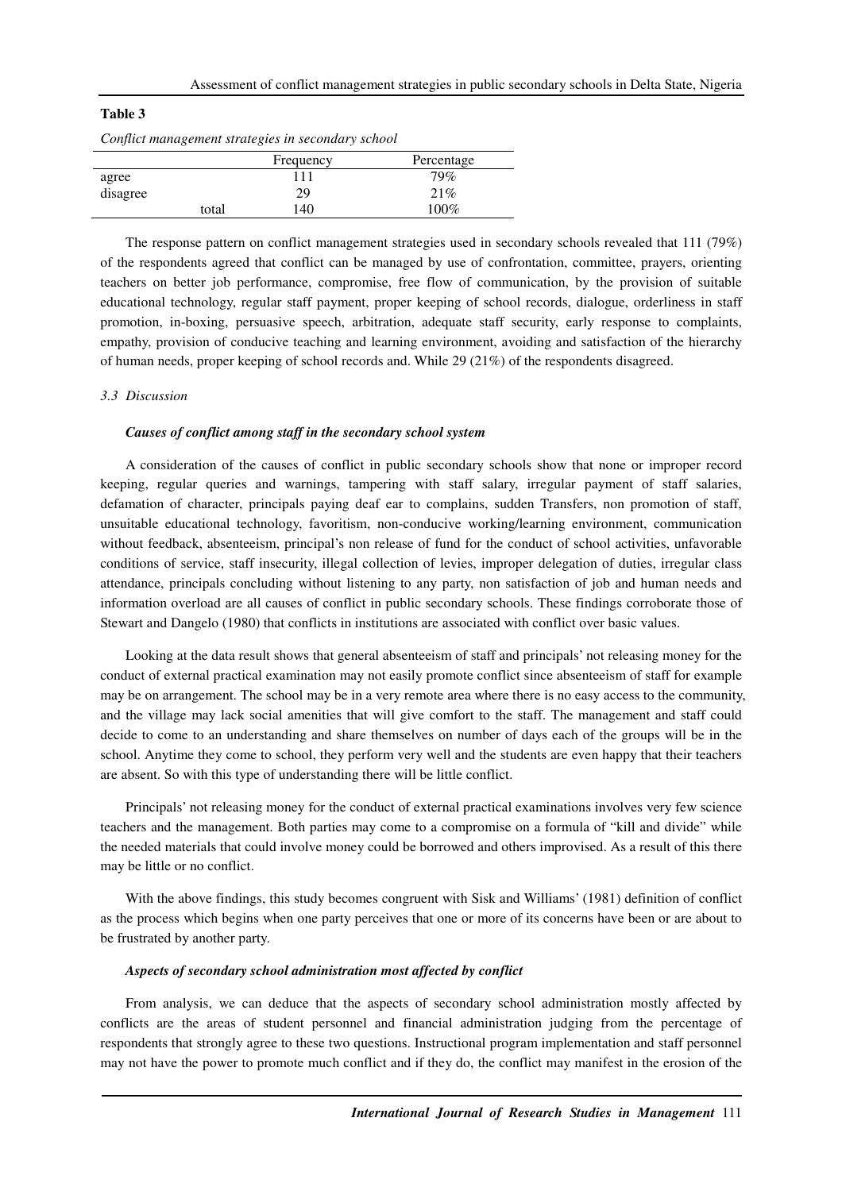**Table 3**

*Conflict management strategies in secondary school*

| | | Frequency | Percentage |
|---|---|---|---|
| agree | | 111 | 79% |
| disagree | | 29 | 21% |
| | total | 140 | 100% |

The response pattern on conflict management strategies used in secondary schools revealed that 111 (79%) of the respondents agreed that conflict can be managed by use of confrontation, committee, prayers, orienting teachers on better job performance, compromise, free flow of communication, by the provision of suitable educational technology, regular staff payment, proper keeping of school records, dialogue, orderliness in staff promotion, in-boxing, persuasive speech, arbitration, adequate staff security, early response to complaints, empathy, provision of conducive teaching and learning environment, avoiding and satisfaction of the hierarchy of human needs, proper keeping of school records and. While 29 (21%) of the respondents disagreed.

### *3.3 Discussion*

#### ***Causes of conflict among staff in the secondary school system***

A consideration of the causes of conflict in public secondary schools show that none or improper record keeping, regular queries and warnings, tampering with staff salary, irregular payment of staff salaries, defamation of character, principals paying deaf ear to complains, sudden Transfers, non promotion of staff, unsuitable educational technology, favoritism, non-conducive working/learning environment, communication without feedback, absenteeism, principal's non release of fund for the conduct of school activities, unfavorable conditions of service, staff insecurity, illegal collection of levies, improper delegation of duties, irregular class attendance, principals concluding without listening to any party, non satisfaction of job and human needs and information overload are all causes of conflict in public secondary schools. These findings corroborate those of Stewart and Dangelo (1980) that conflicts in institutions are associated with conflict over basic values.

Looking at the data result shows that general absenteeism of staff and principals' not releasing money for the conduct of external practical examination may not easily promote conflict since absenteeism of staff for example may be on arrangement. The school may be in a very remote area where there is no easy access to the community, and the village may lack social amenities that will give comfort to the staff. The management and staff could decide to come to an understanding and share themselves on number of days each of the groups will be in the school. Anytime they come to school, they perform very well and the students are even happy that their teachers are absent. So with this type of understanding there will be little conflict.

Principals' not releasing money for the conduct of external practical examinations involves very few science teachers and the management. Both parties may come to a compromise on a formula of "kill and divide" while the needed materials that could involve money could be borrowed and others improvised. As a result of this there may be little or no conflict.

With the above findings, this study becomes congruent with Sisk and Williams' (1981) definition of conflict as the process which begins when one party perceives that one or more of its concerns have been or are about to be frustrated by another party.

#### ***Aspects of secondary school administration most affected by conflict***

From analysis, we can deduce that the aspects of secondary school administration mostly affected by conflicts are the areas of student personnel and financial administration judging from the percentage of respondents that strongly agree to these two questions. Instructional program implementation and staff personnel may not have the power to promote much conflict and if they do, the conflict may manifest in the erosion of the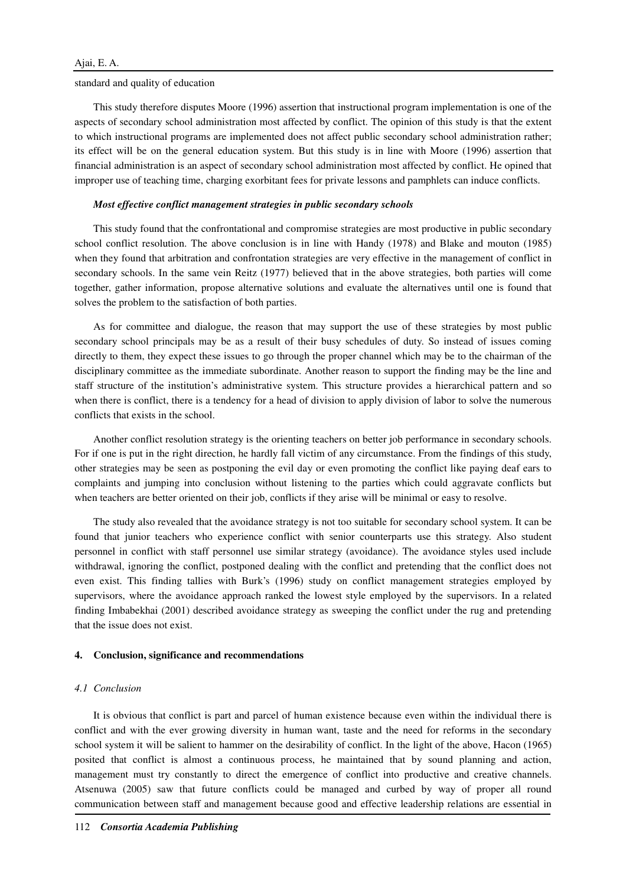standard and quality of education

This study therefore disputes Moore (1996) assertion that instructional program implementation is one of the aspects of secondary school administration most affected by conflict. The opinion of this study is that the extent to which instructional programs are implemented does not affect public secondary school administration rather; its effect will be on the general education system. But this study is in line with Moore (1996) assertion that financial administration is an aspect of secondary school administration most affected by conflict. He opined that improper use of teaching time, charging exorbitant fees for private lessons and pamphlets can induce conflicts.

***Most effective conflict management strategies in public secondary schools***

This study found that the confrontational and compromise strategies are most productive in public secondary school conflict resolution. The above conclusion is in line with Handy (1978) and Blake and mouton (1985) when they found that arbitration and confrontation strategies are very effective in the management of conflict in secondary schools. In the same vein Reitz (1977) believed that in the above strategies, both parties will come together, gather information, propose alternative solutions and evaluate the alternatives until one is found that solves the problem to the satisfaction of both parties.

As for committee and dialogue, the reason that may support the use of these strategies by most public secondary school principals may be as a result of their busy schedules of duty. So instead of issues coming directly to them, they expect these issues to go through the proper channel which may be to the chairman of the disciplinary committee as the immediate subordinate. Another reason to support the finding may be the line and staff structure of the institution's administrative system. This structure provides a hierarchical pattern and so when there is conflict, there is a tendency for a head of division to apply division of labor to solve the numerous conflicts that exists in the school.

Another conflict resolution strategy is the orienting teachers on better job performance in secondary schools. For if one is put in the right direction, he hardly fall victim of any circumstance. From the findings of this study, other strategies may be seen as postponing the evil day or even promoting the conflict like paying deaf ears to complaints and jumping into conclusion without listening to the parties which could aggravate conflicts but when teachers are better oriented on their job, conflicts if they arise will be minimal or easy to resolve.

The study also revealed that the avoidance strategy is not too suitable for secondary school system. It can be found that junior teachers who experience conflict with senior counterparts use this strategy. Also student personnel in conflict with staff personnel use similar strategy (avoidance). The avoidance styles used include withdrawal, ignoring the conflict, postponed dealing with the conflict and pretending that the conflict does not even exist. This finding tallies with Burk's (1996) study on conflict management strategies employed by supervisors, where the avoidance approach ranked the lowest style employed by the supervisors. In a related finding Imbabekhai (2001) described avoidance strategy as sweeping the conflict under the rug and pretending that the issue does not exist.

## 4. Conclusion, significance and recommendations

### *4.1 Conclusion*

It is obvious that conflict is part and parcel of human existence because even within the individual there is conflict and with the ever growing diversity in human want, taste and the need for reforms in the secondary school system it will be salient to hammer on the desirability of conflict. In the light of the above, Hacon (1965) posited that conflict is almost a continuous process, he maintained that by sound planning and action, management must try constantly to direct the emergence of conflict into productive and creative channels. Atsenuwa (2005) saw that future conflicts could be managed and curbed by way of proper all round communication between staff and management because good and effective leadership relations are essential in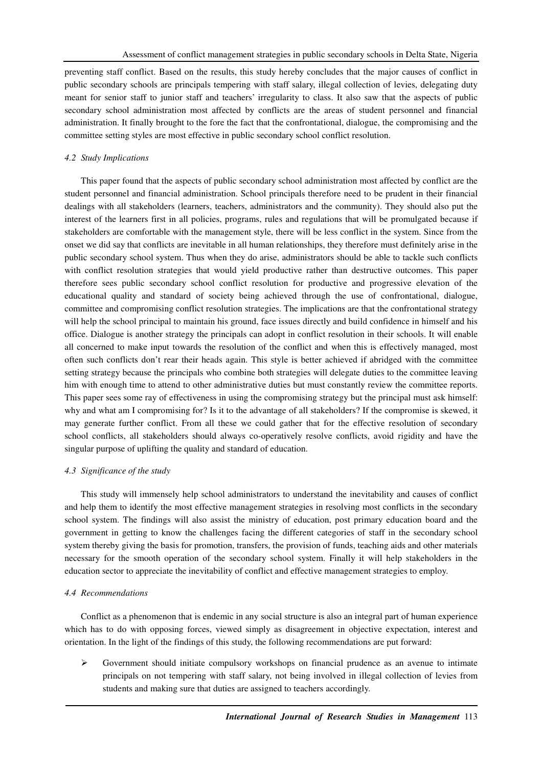preventing staff conflict. Based on the results, this study hereby concludes that the major causes of conflict in public secondary schools are principals tempering with staff salary, illegal collection of levies, delegating duty meant for senior staff to junior staff and teachers' irregularity to class. It also saw that the aspects of public secondary school administration most affected by conflicts are the areas of student personnel and financial administration. It finally brought to the fore the fact that the confrontational, dialogue, the compromising and the committee setting styles are most effective in public secondary school conflict resolution.

### *4.2 Study Implications*

This paper found that the aspects of public secondary school administration most affected by conflict are the student personnel and financial administration. School principals therefore need to be prudent in their financial dealings with all stakeholders (learners, teachers, administrators and the community). They should also put the interest of the learners first in all policies, programs, rules and regulations that will be promulgated because if stakeholders are comfortable with the management style, there will be less conflict in the system. Since from the onset we did say that conflicts are inevitable in all human relationships, they therefore must definitely arise in the public secondary school system. Thus when they do arise, administrators should be able to tackle such conflicts with conflict resolution strategies that would yield productive rather than destructive outcomes. This paper therefore sees public secondary school conflict resolution for productive and progressive elevation of the educational quality and standard of society being achieved through the use of confrontational, dialogue, committee and compromising conflict resolution strategies. The implications are that the confrontational strategy will help the school principal to maintain his ground, face issues directly and build confidence in himself and his office. Dialogue is another strategy the principals can adopt in conflict resolution in their schools. It will enable all concerned to make input towards the resolution of the conflict and when this is effectively managed, most often such conflicts don't rear their heads again. This style is better achieved if abridged with the committee setting strategy because the principals who combine both strategies will delegate duties to the committee leaving him with enough time to attend to other administrative duties but must constantly review the committee reports. This paper sees some ray of effectiveness in using the compromising strategy but the principal must ask himself: why and what am I compromising for? Is it to the advantage of all stakeholders? If the compromise is skewed, it may generate further conflict. From all these we could gather that for the effective resolution of secondary school conflicts, all stakeholders should always co-operatively resolve conflicts, avoid rigidity and have the singular purpose of uplifting the quality and standard of education.

### *4.3 Significance of the study*

This study will immensely help school administrators to understand the inevitability and causes of conflict and help them to identify the most effective management strategies in resolving most conflicts in the secondary school system. The findings will also assist the ministry of education, post primary education board and the government in getting to know the challenges facing the different categories of staff in the secondary school system thereby giving the basis for promotion, transfers, the provision of funds, teaching aids and other materials necessary for the smooth operation of the secondary school system. Finally it will help stakeholders in the education sector to appreciate the inevitability of conflict and effective management strategies to employ.

### *4.4 Recommendations*

Conflict as a phenomenon that is endemic in any social structure is also an integral part of human experience which has to do with opposing forces, viewed simply as disagreement in objective expectation, interest and orientation. In the light of the findings of this study, the following recommendations are put forward:

- Government should initiate compulsory workshops on financial prudence as an avenue to intimate principals on not tempering with staff salary, not being involved in illegal collection of levies from students and making sure that duties are assigned to teachers accordingly.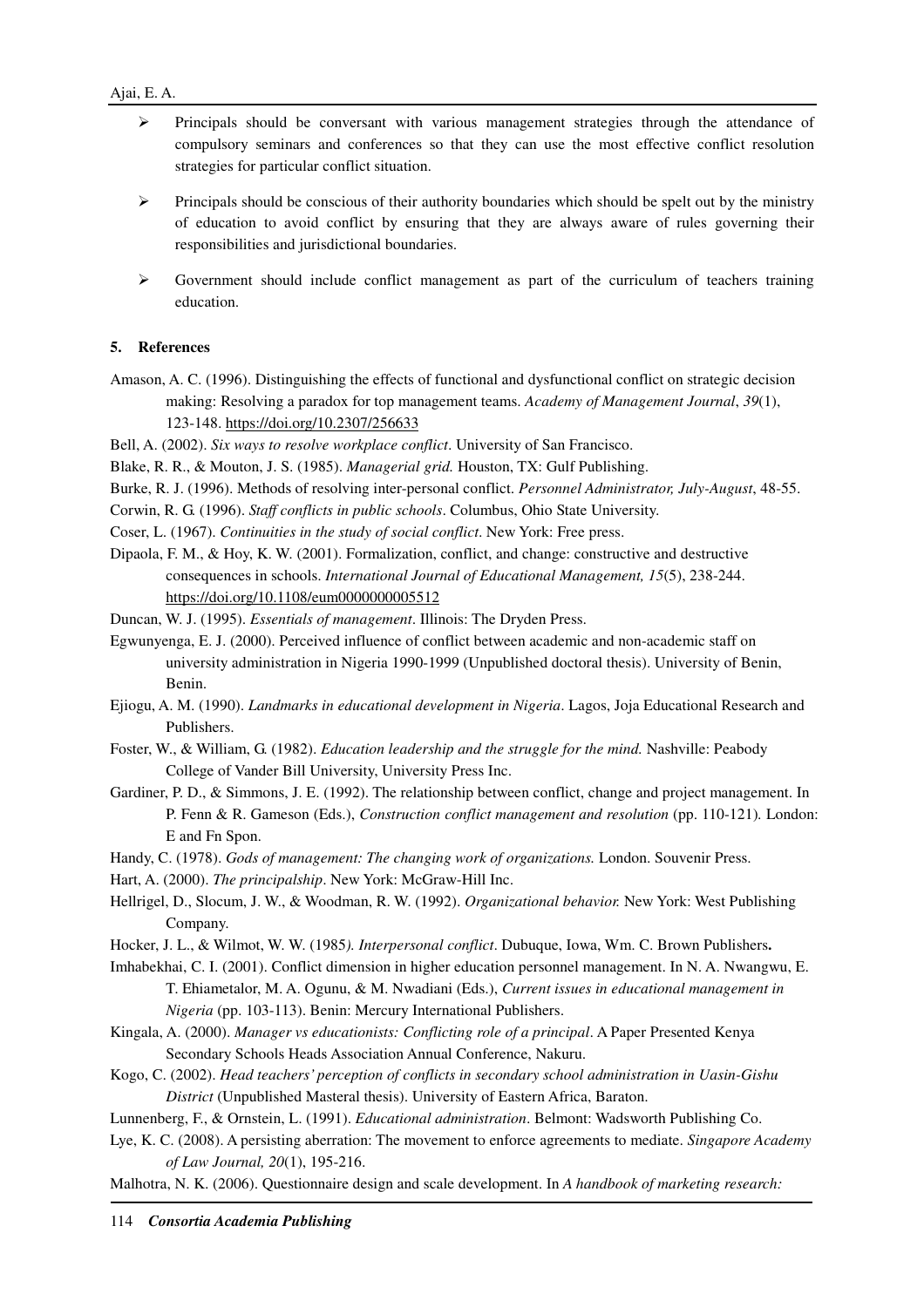- Principals should be conversant with various management strategies through the attendance of compulsory seminars and conferences so that they can use the most effective conflict resolution strategies for particular conflict situation.
- Principals should be conscious of their authority boundaries which should be spelt out by the ministry of education to avoid conflict by ensuring that they are always aware of rules governing their responsibilities and jurisdictional boundaries.
- Government should include conflict management as part of the curriculum of teachers training education.

## 5. References

Amason, A. C. (1996). Distinguishing the effects of functional and dysfunctional conflict on strategic decision making: Resolving a paradox for top management teams. *Academy of Management Journal*, *39*(1), 123-148. https://doi.org/10.2307/256633

Bell, A. (2002). *Six ways to resolve workplace conflict*. University of San Francisco.

Blake, R. R., & Mouton, J. S. (1985). *Managerial grid.* Houston, TX: Gulf Publishing.

Burke, R. J. (1996). Methods of resolving inter-personal conflict. *Personnel Administrator, July-August*, 48-55.

Corwin, R. G. (1996). *Staff conflicts in public schools*. Columbus, Ohio State University.

Coser, L. (1967). *Continuities in the study of social conflict*. New York: Free press.

Dipaola, F. M., & Hoy, K. W. (2001). Formalization, conflict, and change: constructive and destructive consequences in schools. *International Journal of Educational Management, 15*(5), 238-244. https://doi.org/10.1108/eum0000000005512

Duncan, W. J. (1995). *Essentials of management*. Illinois: The Dryden Press.

Egwunyenga, E. J. (2000). Perceived influence of conflict between academic and non-academic staff on university administration in Nigeria 1990-1999 (Unpublished doctoral thesis). University of Benin, Benin.

Ejiogu, A. M. (1990). *Landmarks in educational development in Nigeria*. Lagos, Joja Educational Research and Publishers.

Foster, W., & William, G. (1982). *Education leadership and the struggle for the mind.* Nashville: Peabody College of Vander Bill University, University Press Inc.

Gardiner, P. D., & Simmons, J. E. (1992). The relationship between conflict, change and project management. In P. Fenn & R. Gameson (Eds.), *Construction conflict management and resolution* (pp. 110-121)*.* London: E and Fn Spon.

Handy, C. (1978). *Gods of management: The changing work of organizations.* London. Souvenir Press.

Hart, A. (2000). *The principalship*. New York: McGraw-Hill Inc.

Hellrigel, D., Slocum, J. W., & Woodman, R. W. (1992). *Organizational behavior.* New York: West Publishing Company.

Hocker, J. L., & Wilmot, W. W. (1985*). Interpersonal conflict*. Dubuque, Iowa, Wm. C. Brown Publishers**.**

Imhabekhai, C. I. (2001). Conflict dimension in higher education personnel management. In N. A. Nwangwu, E. T. Ehiametalor, M. A. Ogunu, & M. Nwadiani (Eds.), *Current issues in educational management in Nigeria* (pp. 103-113). Benin: Mercury International Publishers.

Kingala, A. (2000). *Manager vs educationists: Conflicting role of a principal*. A Paper Presented Kenya Secondary Schools Heads Association Annual Conference, Nakuru.

Kogo, C. (2002). *Head teachers' perception of conflicts in secondary school administration in Uasin-Gishu District* (Unpublished Masteral thesis). University of Eastern Africa, Baraton.

Lunnenberg, F., & Ornstein, L. (1991). *Educational administration*. Belmont: Wadsworth Publishing Co.

Lye, K. C. (2008). A persisting aberration: The movement to enforce agreements to mediate. *Singapore Academy of Law Journal, 20*(1), 195-216.

Malhotra, N. K. (2006). Questionnaire design and scale development. In *A handbook of marketing research:*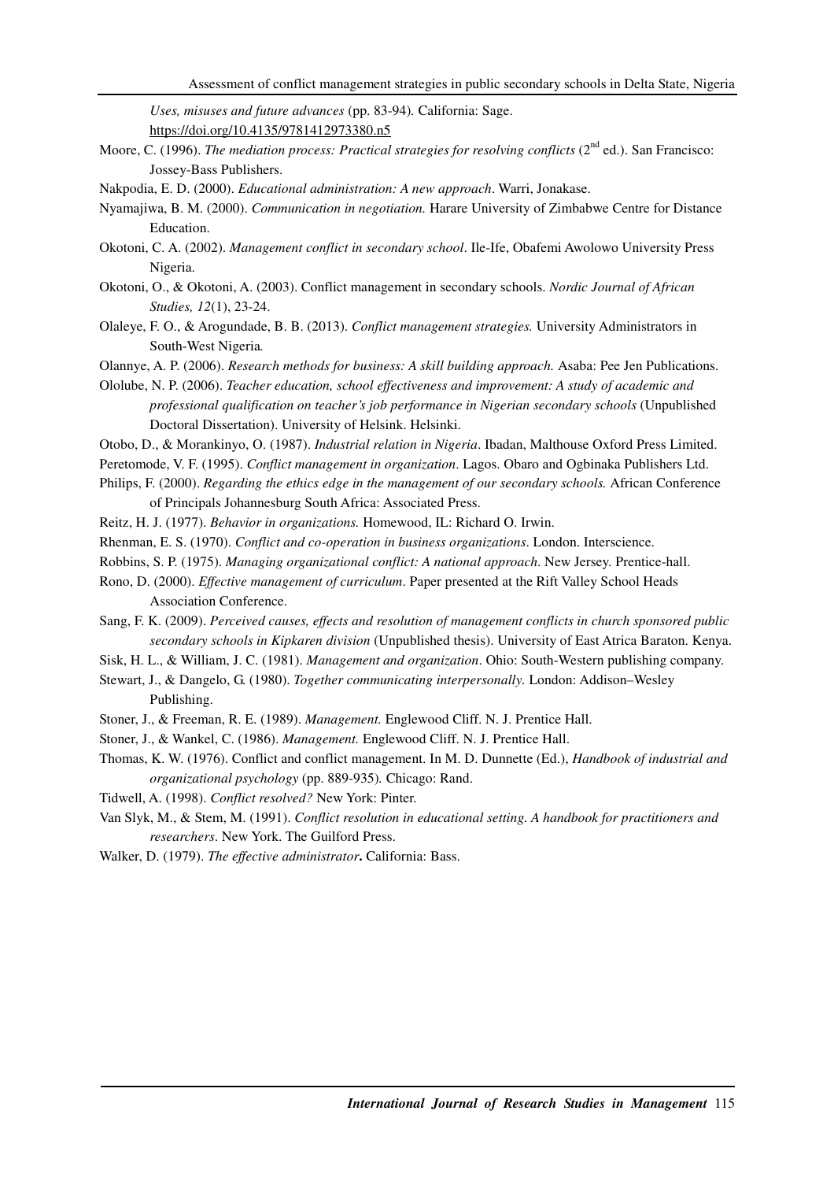*Uses, misuses and future advances* (pp. 83-94). California: Sage. https://doi.org/10.4135/9781412973380.n5

Moore, C. (1996). *The mediation process: Practical strategies for resolving conflicts* (2nd ed.). San Francisco: Jossey-Bass Publishers.

Nakpodia, E. D. (2000). *Educational administration: A new approach*. Warri, Jonakase.

Nyamajiwa, B. M. (2000). *Communication in negotiation.* Harare University of Zimbabwe Centre for Distance Education.

Okotoni, C. A. (2002). *Management conflict in secondary school*. Ile-Ife, Obafemi Awolowo University Press Nigeria.

Okotoni, O., & Okotoni, A. (2003). Conflict management in secondary schools. *Nordic Journal of African Studies, 12*(1), 23-24.

Olaleye, F. O., & Arogundade, B. B. (2013). *Conflict management strategies.* University Administrators in South-West Nigeria.

Olannye, A. P. (2006). *Research methods for business: A skill building approach.* Asaba: Pee Jen Publications.

Ololube, N. P. (2006). *Teacher education, school effectiveness and improvement: A study of academic and professional qualification on teacher's job performance in Nigerian secondary schools* (Unpublished Doctoral Dissertation). University of Helsink. Helsinki.

Otobo, D., & Morankinyo, O. (1987). *Industrial relation in Nigeria*. Ibadan, Malthouse Oxford Press Limited.

Peretomode, V. F. (1995). *Conflict management in organization*. Lagos. Obaro and Ogbinaka Publishers Ltd.

Philips, F. (2000). *Regarding the ethics edge in the management of our secondary schools.* African Conference of Principals Johannesburg South Africa: Associated Press.

Reitz, H. J. (1977). *Behavior in organizations.* Homewood, IL: Richard O. Irwin.

Rhenman, E. S. (1970). *Conflict and co-operation in business organizations*. London. Interscience.

Robbins, S. P. (1975). *Managing organizational conflict: A national approach*. New Jersey. Prentice-hall.

Rono, D. (2000). *Effective management of curriculum*. Paper presented at the Rift Valley School Heads Association Conference.

Sang, F. K. (2009). *Perceived causes, effects and resolution of management conflicts in church sponsored public secondary schools in Kipkaren division* (Unpublished thesis). University of East Atrica Baraton. Kenya.

Sisk, H. L., & William, J. C. (1981). *Management and organization*. Ohio: South-Western publishing company.

Stewart, J., & Dangelo, G. (1980). *Together communicating interpersonally.* London: Addison–Wesley Publishing.

Stoner, J., & Freeman, R. E. (1989). *Management.* Englewood Cliff. N. J. Prentice Hall.

Stoner, J., & Wankel, C. (1986). *Management.* Englewood Cliff. N. J. Prentice Hall.

Thomas, K. W. (1976). Conflict and conflict management. In M. D. Dunnette (Ed.), *Handbook of industrial and organizational psychology* (pp. 889-935). Chicago: Rand.

Tidwell, A. (1998). *Conflict resolved?* New York: Pinter.

Van Slyk, M., & Stem, M. (1991). *Conflict resolution in educational setting. A handbook for practitioners and researchers*. New York. The Guilford Press.

Walker, D. (1979). *The effective administrator***.** California: Bass.